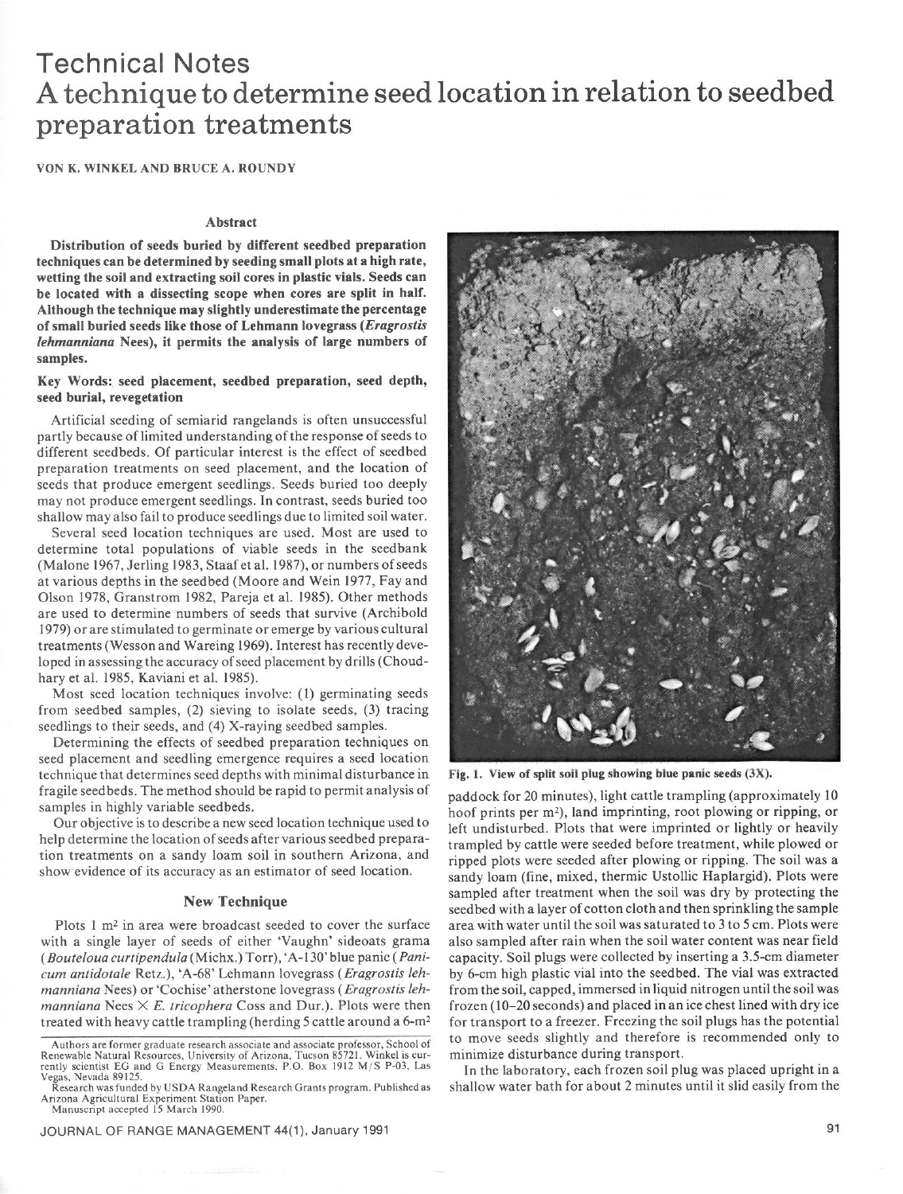# Technical Notes
# A technique to determine seed location in relation to seedbed preparation treatments

VON K. WINKEL AND BRUCE A. ROUNDY

## Abstract

**Distribution of seeds buried by different seedbed preparation techniques can be determined by seeding small plots at a high rate, wetting the soil and extracting soil cores in plastic vials. Seeds can be located with a dissecting scope when cores are split in half. Although the technique may slightly underestimate the percentage of small buried seeds like those of Lehmann lovegrass (*Eragrostis lehmanniana* Nees), it permits the analysis of large numbers of samples.**

**Key Words: seed placement, seedbed preparation, seed depth, seed burial, revegetation**

Artificial seeding of semiarid rangelands is often unsuccessful partly because of limited understanding of the response of seeds to different seedbeds. Of particular interest is the effect of seedbed preparation treatments on seed placement, and the location of seeds that produce emergent seedlings. Seeds buried too deeply may not produce emergent seedlings. In contrast, seeds buried too shallow may also fail to produce seedlings due to limited soil water.

Several seed location techniques are used. Most are used to determine total populations of viable seeds in the seedbank (Malone 1967, Jerling 1983, Staaf et al. 1987), or numbers of seeds at various depths in the seedbed (Moore and Wein 1977, Fay and Olson 1978, Granstrom 1982, Pareja et al. 1985). Other methods are used to determine numbers of seeds that survive (Archibold 1979) or are stimulated to germinate or emerge by various cultural treatments (Wesson and Wareing 1969). Interest has recently developed in assessing the accuracy of seed placement by drills (Choudhary et al. 1985, Kaviani et al. 1985).

Most seed location techniques involve: (1) germinating seeds from seedbed samples, (2) sieving to isolate seeds, (3) tracing seedlings to their seeds, and (4) X-raying seedbed samples.

Determining the effects of seedbed preparation techniques on seed placement and seedling emergence requires a seed location technique that determines seed depths with minimal disturbance in fragile seedbeds. The method should be rapid to permit analysis of samples in highly variable seedbeds.

Our objective is to describe a new seed location technique used to help determine the location of seeds after various seedbed preparation treatments on a sandy loam soil in southern Arizona, and show evidence of its accuracy as an estimator of seed location.

## New Technique

Plots 1 m$^2$ in area were broadcast seeded to cover the surface with a single layer of seeds of either 'Vaughn' sideoats grama (*Bouteloua curtipendula* (Michx.) Torr), 'A-130' blue panic (*Panicum antidotale* Retz.), 'A-68' Lehmann lovegrass (*Eragrostis lehmanniana* Nees) or 'Cochise' atherstone lovegrass (*Eragrostis lehmanniana* Nees × *E. tricophera* Coss and Dur.). Plots were then treated with heavy cattle trampling (herding 5 cattle around a 6-m$^2$ paddock for 20 minutes), light cattle trampling (approximately 10 hoof prints per m$^2$), land imprinting, root plowing or ripping, or left undisturbed. Plots that were imprinted or lightly or heavily trampled by cattle were seeded before treatment, while plowed or ripped plots were seeded after plowing or ripping. The soil was a sandy loam (fine, mixed, thermic Ustollic Haplargid). Plots were sampled after treatment when the soil was dry by protecting the seedbed with a layer of cotton cloth and then sprinkling the sample area with water until the soil was saturated to 3 to 5 cm. Plots were also sampled after rain when the soil water content was near field capacity. Soil plugs were collected by inserting a 3.5-cm diameter by 6-cm high plastic vial into the seedbed. The vial was extracted from the soil, capped, immersed in liquid nitrogen until the soil was frozen (10–20 seconds) and placed in an ice chest lined with dry ice for transport to a freezer. Freezing the soil plugs has the potential to move seeds slightly and therefore is recommended only to minimize disturbance during transport.

In the laboratory, each frozen soil plug was placed upright in a shallow water bath for about 2 minutes until it slid easily from the

Fig. 1. View of split soil plug showing blue panic seeds (3X).

Authors are former graduate research associate and associate professor, School of Renewable Natural Resources, University of Arizona, Tucson 85721. Winkel is currently scientist EG and G Energy Measurements, P.O. Box 1912 M/S P-03, Las Vegas, Nevada 89125.

Research was funded by USDA Rangeland Research Grants program. Published as Arizona Agricultural Experiment Station Paper.

Manuscript accepted 15 March 1990.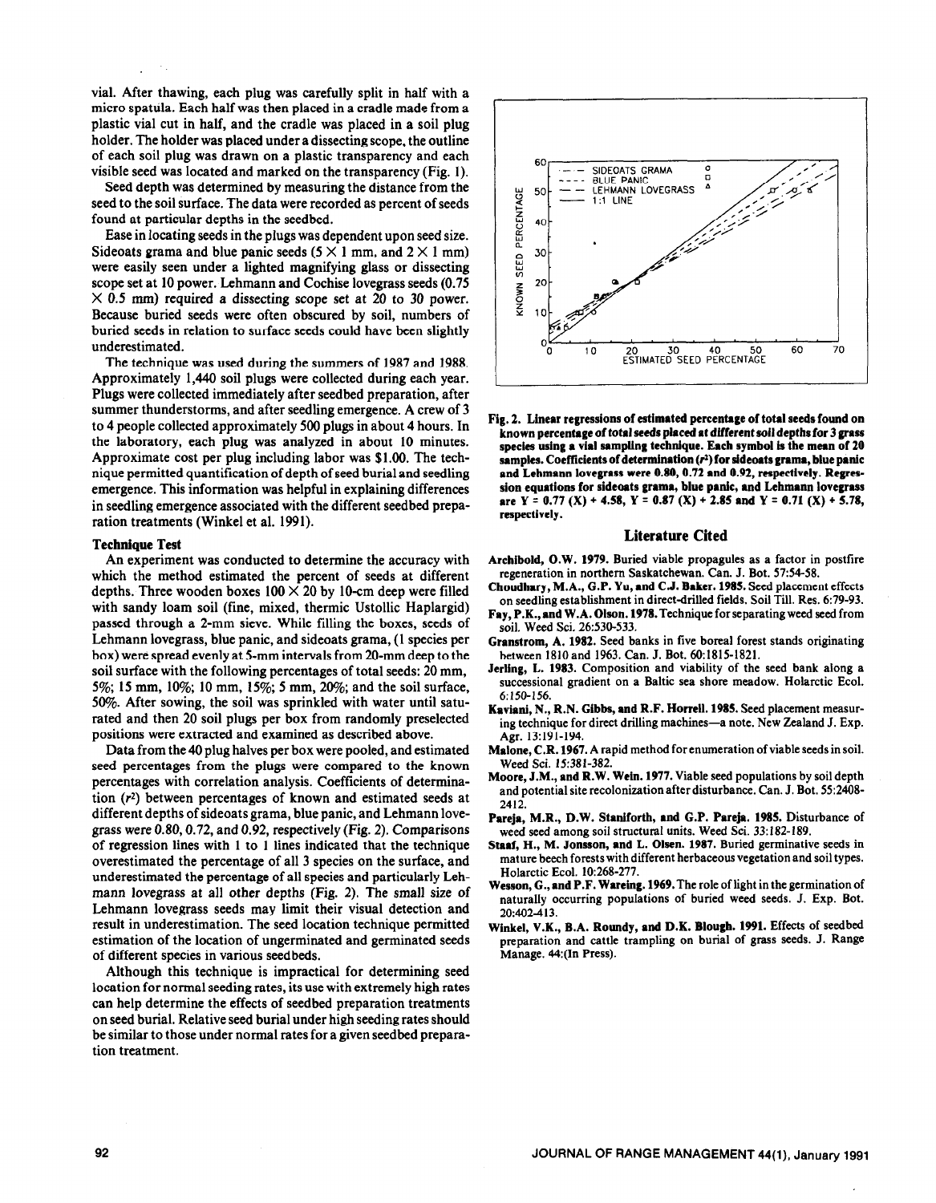vial. After thawing, each plug was carefully split in half with a micro spatula. Each half was then placed in a cradle made from a plastic vial cut in half, and the cradle was placed in a soil plug holder. The holder was placed under a dissecting scope, the outline of each soil plug was drawn on a plastic transparency and each visible seed was located and marked on the transparency (Fig. 1).

Seed depth was determined by measuring the distance from the seed to the soil surface. The data were recorded as percent of seeds found at particular depths in the seedbed.

Ease in locating seeds in the plugs was dependent upon seed size. Sideoats grama and blue panic seeds (5 × 1 mm, and 2 × 1 mm) were easily seen under a lighted magnifying glass or dissecting scope set at 10 power. Lehmann and Cochise lovegrass seeds (0.75 × 0.5 mm) required a dissecting scope set at 20 to 30 power. Because buried seeds were often obscured by soil, numbers of buried seeds in relation to surface seeds could have been slightly underestimated.

The technique was used during the summers of 1987 and 1988. Approximately 1,440 soil plugs were collected during each year. Plugs were collected immediately after seedbed preparation, after summer thunderstorms, and after seedling emergence. A crew of 3 to 4 people collected approximately 500 plugs in about 4 hours. In the laboratory, each plug was analyzed in about 10 minutes. Approximate cost per plug including labor was $1.00. The technique permitted quantification of depth of seed burial and seedling emergence. This information was helpful in explaining differences in seedling emergence associated with the different seedbed preparation treatments (Winkel et al. 1991).

### Technique Test

An experiment was conducted to determine the accuracy with which the method estimated the percent of seeds at different depths. Three wooden boxes 100 × 20 by 10-cm deep were filled with sandy loam soil (fine, mixed, thermic Ustollic Haplargid) passed through a 2-mm sieve. While filling the boxes, seeds of Lehmann lovegrass, blue panic, and sideoats grama, (1 species per box) were spread evenly at 5-mm intervals from 20-mm deep to the soil surface with the following percentages of total seeds: 20 mm, 5%; 15 mm, 10%; 10 mm, 15%; 5 mm, 20%; and the soil surface, 50%. After sowing, the soil was sprinkled with water until saturated and then 20 soil plugs per box from randomly preselected positions were extracted and examined as described above.

Data from the 40 plug halves per box were pooled, and estimated seed percentages from the plugs were compared to the known percentages with correlation analysis. Coefficients of determination ($r^2$) between percentages of known and estimated seeds at different depths of sideoats grama, blue panic, and Lehmann lovegrass were 0.80, 0.72, and 0.92, respectively (Fig. 2). Comparisons of regression lines with 1 to 1 lines indicated that the technique overestimated the percentage of all 3 species on the surface, and underestimated the percentage of all species and particularly Lehmann lovegrass at all other depths (Fig. 2). The small size of Lehmann lovegrass seeds may limit their visual detection and result in underestimation. The seed location technique permitted estimation of the location of ungerminated and germinated seeds of different species in various seedbeds.

Although this technique is impractical for determining seed location for normal seeding rates, its use with extremely high rates can help determine the effects of seedbed preparation treatments on seed burial. Relative seed burial under high seeding rates should be similar to those under normal rates for a given seedbed preparation treatment.

SIDEOATS GRAMA
BLUE PANIC
LEHMANN LOVEGRASS
1:1 LINE
KNOWN SEED PERCENTAGE
ESTIMATED SEED PERCENTAGE
0 10 20 30 40 50 60 70
0 10 20 30 40 50 60

**Fig. 2. Linear regressions of estimated percentage of total seeds found on known percentage of total seeds placed at different soil depths for 3 grass species using a vial sampling technique. Each symbol is the mean of 20 samples. Coefficients of determination ($r^2$) for sideoats grama, blue panic and Lehmann lovegrass were 0.80, 0.72 and 0.92, respectively. Regression equations for sideoats grama, blue panic, and Lehmann lovegrass are $Y = 0.77 (X) + 4.58$, $Y = 0.87 (X) + 2.85$ and $Y = 0.71 (X) + 5.78$, respectively.**

## Literature Cited

**Archibold, O.W. 1979.** Buried viable propagules as a factor in postfire regeneration in northern Saskatchewan. Can. J. Bot. 57:54-58.

**Choudhary, M.A., G.P. Yu, and C.J. Baker. 1985.** Seed placement effects on seedling establishment in direct-drilled fields. Soil Till. Res. 6:79-93.

**Fay, P.K., and W.A. Olson. 1978.** Technique for separating weed seed from soil. Weed Sci. 26:530-533.

**Granstrom, A. 1982.** Seed banks in five boreal forest stands originating between 1810 and 1963. Can. J. Bot. 60:1815-1821.

**Jerling, L. 1983.** Composition and viability of the seed bank along a successional gradient on a Baltic sea shore meadow. Holarctic Ecol. 6:150-156.

**Kaviani, N., R.N. Gibbs, and R.F. Horrell. 1985.** Seed placement measuring technique for direct drilling machines—a note. New Zealand J. Exp. Agr. 13:191-194.

**Malone, C.R. 1967.** A rapid method for enumeration of viable seeds in soil. Weed Sci. 15:381-382.

**Moore, J.M., and R.W. Wein. 1977.** Viable seed populations by soil depth and potential site recolonization after disturbance. Can. J. Bot. 55:2408-2412.

**Pareja, M.R., D.W. Staniforth, and G.P. Pareja. 1985.** Disturbance of weed seed among soil structural units. Weed Sci. 33:182-189.

**Staaf, H., M. Jonsson, and L. Olsen. 1987.** Buried germinative seeds in mature beech forests with different herbaceous vegetation and soil types. Holarctic Ecol. 10:268-277.

**Wesson, G., and P.F. Wareing. 1969.** The role of light in the germination of naturally occurring populations of buried weed seeds. J. Exp. Bot. 20:402-413.

**Winkel, V.K., B.A. Roundy, and D.K. Blough. 1991.** Effects of seedbed preparation and cattle trampling on burial of grass seeds. J. Range Manage. 44:(In Press).